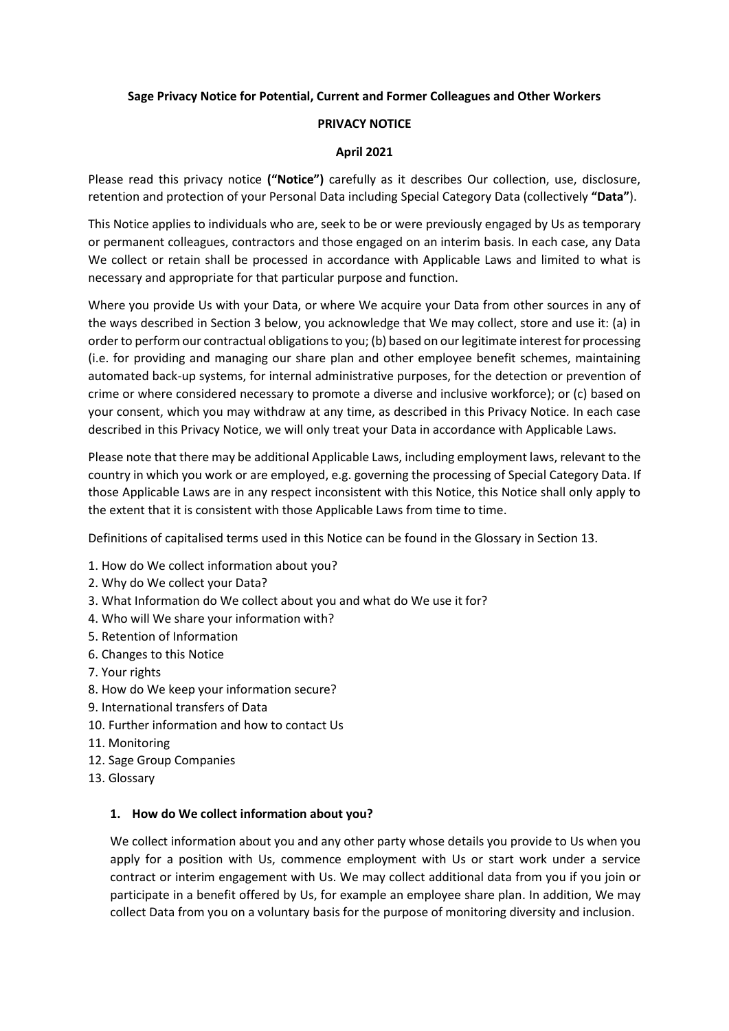**Sage Privacy Notice for Potential, Current and Former Colleagues and Other Workers**

**PRIVACY NOTICE**

**April 2021**

Please read this privacy notice **("Notice")** carefully as it describes Our collection, use, disclosure, retention and protection of your Personal Data including Special Category Data (collectively **"Data"**).

This Notice applies to individuals who are, seek to be or were previously engaged by Us as temporary or permanent colleagues, contractors and those engaged on an interim basis. In each case, any Data We collect or retain shall be processed in accordance with Applicable Laws and limited to what is necessary and appropriate for that particular purpose and function.

Where you provide Us with your Data, or where We acquire your Data from other sources in any of the ways described in Section 3 below, you acknowledge that We may collect, store and use it: (a) in order to perform our contractual obligations to you; (b) based on our legitimate interest for processing (i.e. for providing and managing our share plan and other employee benefit schemes, maintaining automated back-up systems, for internal administrative purposes, for the detection or prevention of crime or where considered necessary to promote a diverse and inclusive workforce); or (c) based on your consent, which you may withdraw at any time, as described in this Privacy Notice. In each case described in this Privacy Notice, we will only treat your Data in accordance with Applicable Laws.

Please note that there may be additional Applicable Laws, including employment laws, relevant to the country in which you work or are employed, e.g. governing the processing of Special Category Data. If those Applicable Laws are in any respect inconsistent with this Notice, this Notice shall only apply to the extent that it is consistent with those Applicable Laws from time to time.

Definitions of capitalised terms used in this Notice can be found in the Glossary in Section 13.

1. How do We collect information about you?
2. Why do We collect your Data?
3. What Information do We collect about you and what do We use it for?
4. Who will We share your information with?
5. Retention of Information
6. Changes to this Notice
7. Your rights
8. How do We keep your information secure?
9. International transfers of Data
10. Further information and how to contact Us
11. Monitoring
12. Sage Group Companies
13. Glossary

## 1. How do We collect information about you?

We collect information about you and any other party whose details you provide to Us when you apply for a position with Us, commence employment with Us or start work under a service contract or interim engagement with Us. We may collect additional data from you if you join or participate in a benefit offered by Us, for example an employee share plan. In addition, We may collect Data from you on a voluntary basis for the purpose of monitoring diversity and inclusion.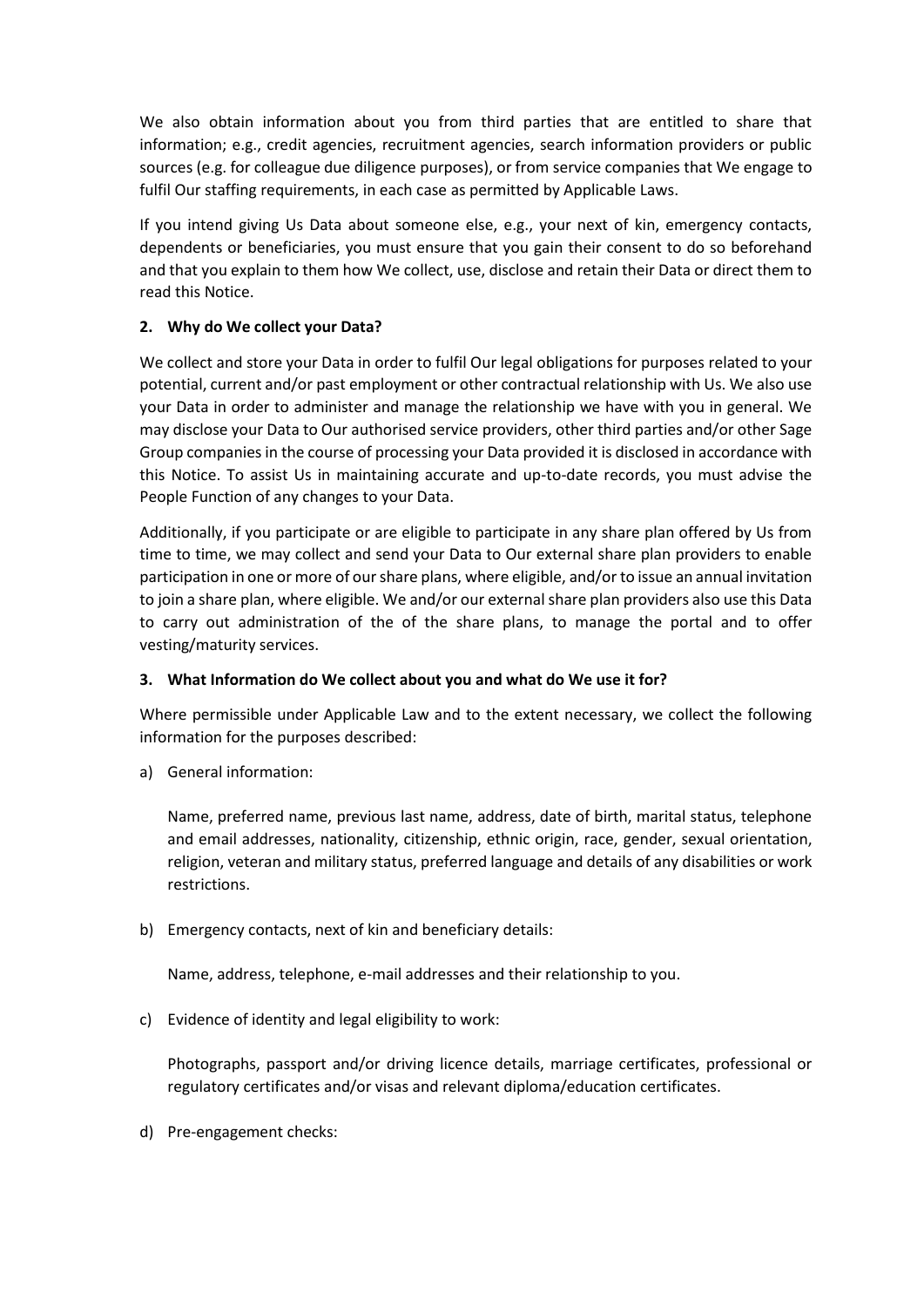We also obtain information about you from third parties that are entitled to share that information; e.g., credit agencies, recruitment agencies, search information providers or public sources (e.g. for colleague due diligence purposes), or from service companies that We engage to fulfil Our staffing requirements, in each case as permitted by Applicable Laws.

If you intend giving Us Data about someone else, e.g., your next of kin, emergency contacts, dependents or beneficiaries, you must ensure that you gain their consent to do so beforehand and that you explain to them how We collect, use, disclose and retain their Data or direct them to read this Notice.

## 2. Why do We collect your Data?

We collect and store your Data in order to fulfil Our legal obligations for purposes related to your potential, current and/or past employment or other contractual relationship with Us. We also use your Data in order to administer and manage the relationship we have with you in general. We may disclose your Data to Our authorised service providers, other third parties and/or other Sage Group companies in the course of processing your Data provided it is disclosed in accordance with this Notice. To assist Us in maintaining accurate and up-to-date records, you must advise the People Function of any changes to your Data.

Additionally, if you participate or are eligible to participate in any share plan offered by Us from time to time, we may collect and send your Data to Our external share plan providers to enable participation in one or more of our share plans, where eligible, and/or to issue an annual invitation to join a share plan, where eligible. We and/or our external share plan providers also use this Data to carry out administration of the of the share plans, to manage the portal and to offer vesting/maturity services.

## 3. What Information do We collect about you and what do We use it for?

Where permissible under Applicable Law and to the extent necessary, we collect the following information for the purposes described:

a) General information:

   Name, preferred name, previous last name, address, date of birth, marital status, telephone and email addresses, nationality, citizenship, ethnic origin, race, gender, sexual orientation, religion, veteran and military status, preferred language and details of any disabilities or work restrictions.

b) Emergency contacts, next of kin and beneficiary details:

   Name, address, telephone, e-mail addresses and their relationship to you.

c) Evidence of identity and legal eligibility to work:

   Photographs, passport and/or driving licence details, marriage certificates, professional or regulatory certificates and/or visas and relevant diploma/education certificates.

d) Pre-engagement checks: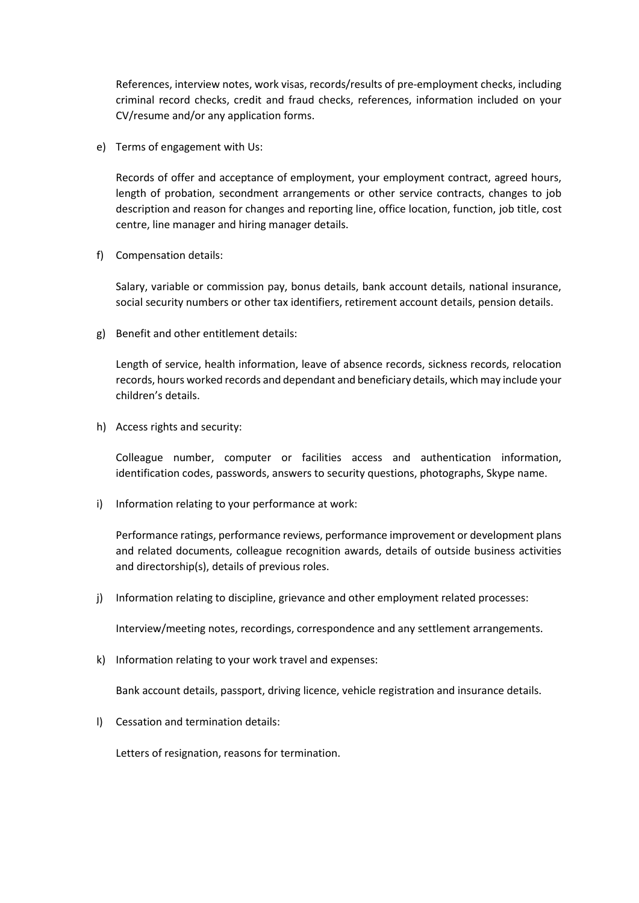References, interview notes, work visas, records/results of pre-employment checks, including criminal record checks, credit and fraud checks, references, information included on your CV/resume and/or any application forms.

e) Terms of engagement with Us:

   Records of offer and acceptance of employment, your employment contract, agreed hours, length of probation, secondment arrangements or other service contracts, changes to job description and reason for changes and reporting line, office location, function, job title, cost centre, line manager and hiring manager details.

f) Compensation details:

   Salary, variable or commission pay, bonus details, bank account details, national insurance, social security numbers or other tax identifiers, retirement account details, pension details.

g) Benefit and other entitlement details:

   Length of service, health information, leave of absence records, sickness records, relocation records, hours worked records and dependant and beneficiary details, which may include your children's details.

h) Access rights and security:

   Colleague number, computer or facilities access and authentication information, identification codes, passwords, answers to security questions, photographs, Skype name.

i) Information relating to your performance at work:

   Performance ratings, performance reviews, performance improvement or development plans and related documents, colleague recognition awards, details of outside business activities and directorship(s), details of previous roles.

j) Information relating to discipline, grievance and other employment related processes:

   Interview/meeting notes, recordings, correspondence and any settlement arrangements.

k) Information relating to your work travel and expenses:

   Bank account details, passport, driving licence, vehicle registration and insurance details.

l) Cessation and termination details:

   Letters of resignation, reasons for termination.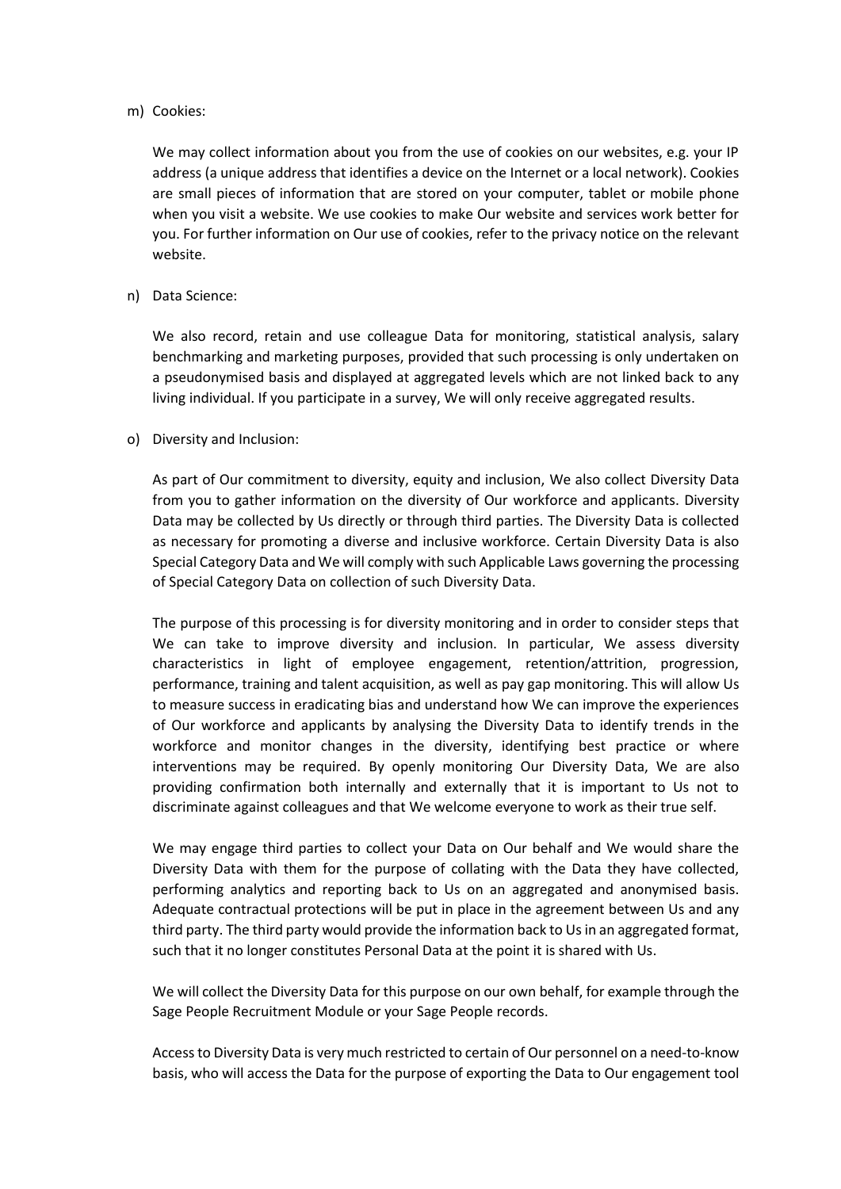m) Cookies:

We may collect information about you from the use of cookies on our websites, e.g. your IP address (a unique address that identifies a device on the Internet or a local network). Cookies are small pieces of information that are stored on your computer, tablet or mobile phone when you visit a website. We use cookies to make Our website and services work better for you. For further information on Our use of cookies, refer to the privacy notice on the relevant website.

n) Data Science:

We also record, retain and use colleague Data for monitoring, statistical analysis, salary benchmarking and marketing purposes, provided that such processing is only undertaken on a pseudonymised basis and displayed at aggregated levels which are not linked back to any living individual. If you participate in a survey, We will only receive aggregated results.

o) Diversity and Inclusion:

As part of Our commitment to diversity, equity and inclusion, We also collect Diversity Data from you to gather information on the diversity of Our workforce and applicants. Diversity Data may be collected by Us directly or through third parties. The Diversity Data is collected as necessary for promoting a diverse and inclusive workforce. Certain Diversity Data is also Special Category Data and We will comply with such Applicable Laws governing the processing of Special Category Data on collection of such Diversity Data.

The purpose of this processing is for diversity monitoring and in order to consider steps that We can take to improve diversity and inclusion. In particular, We assess diversity characteristics in light of employee engagement, retention/attrition, progression, performance, training and talent acquisition, as well as pay gap monitoring. This will allow Us to measure success in eradicating bias and understand how We can improve the experiences of Our workforce and applicants by analysing the Diversity Data to identify trends in the workforce and monitor changes in the diversity, identifying best practice or where interventions may be required. By openly monitoring Our Diversity Data, We are also providing confirmation both internally and externally that it is important to Us not to discriminate against colleagues and that We welcome everyone to work as their true self.

We may engage third parties to collect your Data on Our behalf and We would share the Diversity Data with them for the purpose of collating with the Data they have collected, performing analytics and reporting back to Us on an aggregated and anonymised basis. Adequate contractual protections will be put in place in the agreement between Us and any third party. The third party would provide the information back to Us in an aggregated format, such that it no longer constitutes Personal Data at the point it is shared with Us.

We will collect the Diversity Data for this purpose on our own behalf, for example through the Sage People Recruitment Module or your Sage People records.

Access to Diversity Data is very much restricted to certain of Our personnel on a need-to-know basis, who will access the Data for the purpose of exporting the Data to Our engagement tool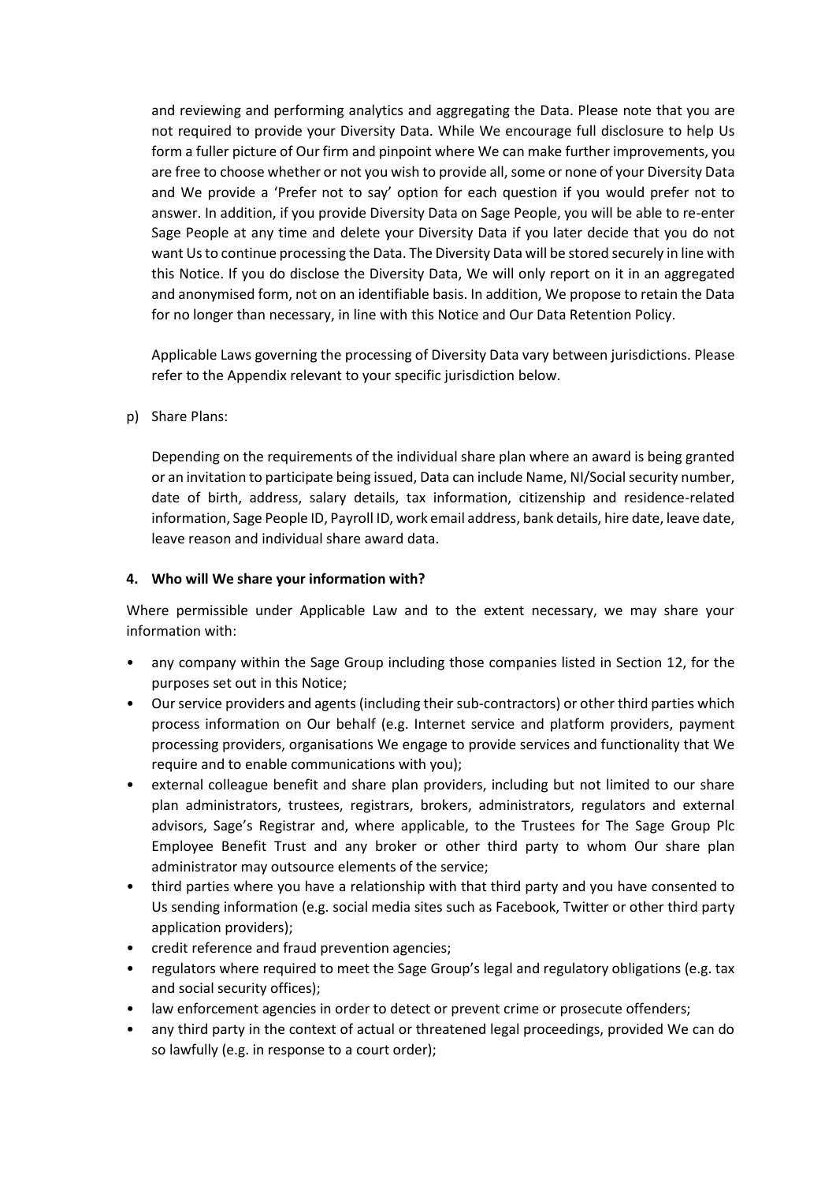and reviewing and performing analytics and aggregating the Data. Please note that you are not required to provide your Diversity Data. While We encourage full disclosure to help Us form a fuller picture of Our firm and pinpoint where We can make further improvements, you are free to choose whether or not you wish to provide all, some or none of your Diversity Data and We provide a 'Prefer not to say' option for each question if you would prefer not to answer. In addition, if you provide Diversity Data on Sage People, you will be able to re-enter Sage People at any time and delete your Diversity Data if you later decide that you do not want Us to continue processing the Data. The Diversity Data will be stored securely in line with this Notice. If you do disclose the Diversity Data, We will only report on it in an aggregated and anonymised form, not on an identifiable basis. In addition, We propose to retain the Data for no longer than necessary, in line with this Notice and Our Data Retention Policy.

Applicable Laws governing the processing of Diversity Data vary between jurisdictions. Please refer to the Appendix relevant to your specific jurisdiction below.

p) Share Plans:

Depending on the requirements of the individual share plan where an award is being granted or an invitation to participate being issued, Data can include Name, NI/Social security number, date of birth, address, salary details, tax information, citizenship and residence-related information, Sage People ID, Payroll ID, work email address, bank details, hire date, leave date, leave reason and individual share award data.

**4. Who will We share your information with?**

Where permissible under Applicable Law and to the extent necessary, we may share your information with:

- any company within the Sage Group including those companies listed in Section 12, for the purposes set out in this Notice;
- Our service providers and agents (including their sub-contractors) or other third parties which process information on Our behalf (e.g. Internet service and platform providers, payment processing providers, organisations We engage to provide services and functionality that We require and to enable communications with you);
- external colleague benefit and share plan providers, including but not limited to our share plan administrators, trustees, registrars, brokers, administrators, regulators and external advisors, Sage's Registrar and, where applicable, to the Trustees for The Sage Group Plc Employee Benefit Trust and any broker or other third party to whom Our share plan administrator may outsource elements of the service;
- third parties where you have a relationship with that third party and you have consented to Us sending information (e.g. social media sites such as Facebook, Twitter or other third party application providers);
- credit reference and fraud prevention agencies;
- regulators where required to meet the Sage Group's legal and regulatory obligations (e.g. tax and social security offices);
- law enforcement agencies in order to detect or prevent crime or prosecute offenders;
- any third party in the context of actual or threatened legal proceedings, provided We can do so lawfully (e.g. in response to a court order);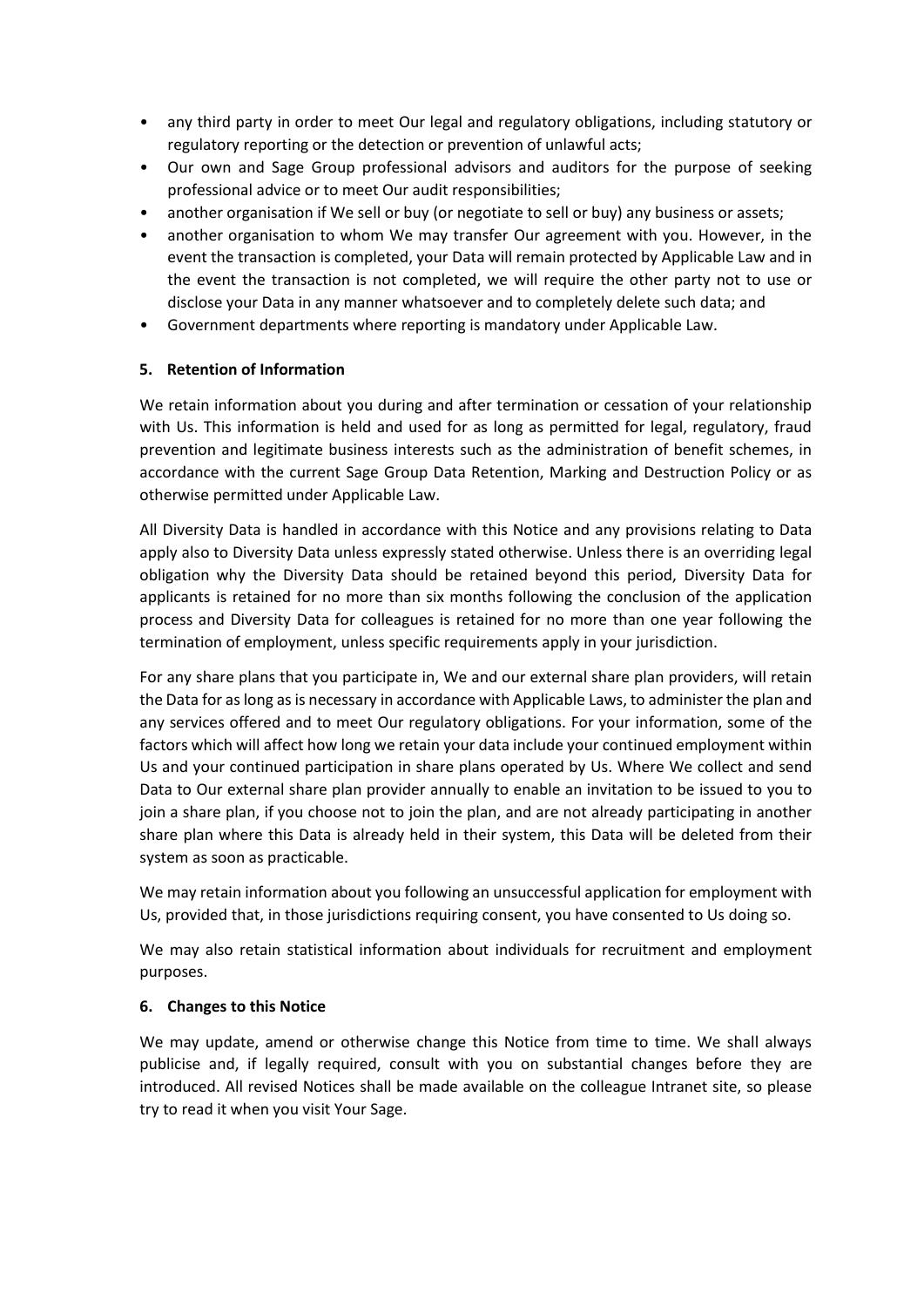- any third party in order to meet Our legal and regulatory obligations, including statutory or regulatory reporting or the detection or prevention of unlawful acts;
- Our own and Sage Group professional advisors and auditors for the purpose of seeking professional advice or to meet Our audit responsibilities;
- another organisation if We sell or buy (or negotiate to sell or buy) any business or assets;
- another organisation to whom We may transfer Our agreement with you. However, in the event the transaction is completed, your Data will remain protected by Applicable Law and in the event the transaction is not completed, we will require the other party not to use or disclose your Data in any manner whatsoever and to completely delete such data; and
- Government departments where reporting is mandatory under Applicable Law.

## 5. Retention of Information

We retain information about you during and after termination or cessation of your relationship with Us. This information is held and used for as long as permitted for legal, regulatory, fraud prevention and legitimate business interests such as the administration of benefit schemes, in accordance with the current Sage Group Data Retention, Marking and Destruction Policy or as otherwise permitted under Applicable Law.

All Diversity Data is handled in accordance with this Notice and any provisions relating to Data apply also to Diversity Data unless expressly stated otherwise. Unless there is an overriding legal obligation why the Diversity Data should be retained beyond this period, Diversity Data for applicants is retained for no more than six months following the conclusion of the application process and Diversity Data for colleagues is retained for no more than one year following the termination of employment, unless specific requirements apply in your jurisdiction.

For any share plans that you participate in, We and our external share plan providers, will retain the Data for as long as is necessary in accordance with Applicable Laws, to administer the plan and any services offered and to meet Our regulatory obligations. For your information, some of the factors which will affect how long we retain your data include your continued employment within Us and your continued participation in share plans operated by Us. Where We collect and send Data to Our external share plan provider annually to enable an invitation to be issued to you to join a share plan, if you choose not to join the plan, and are not already participating in another share plan where this Data is already held in their system, this Data will be deleted from their system as soon as practicable.

We may retain information about you following an unsuccessful application for employment with Us, provided that, in those jurisdictions requiring consent, you have consented to Us doing so.

We may also retain statistical information about individuals for recruitment and employment purposes.

## 6. Changes to this Notice

We may update, amend or otherwise change this Notice from time to time. We shall always publicise and, if legally required, consult with you on substantial changes before they are introduced. All revised Notices shall be made available on the colleague Intranet site, so please try to read it when you visit Your Sage.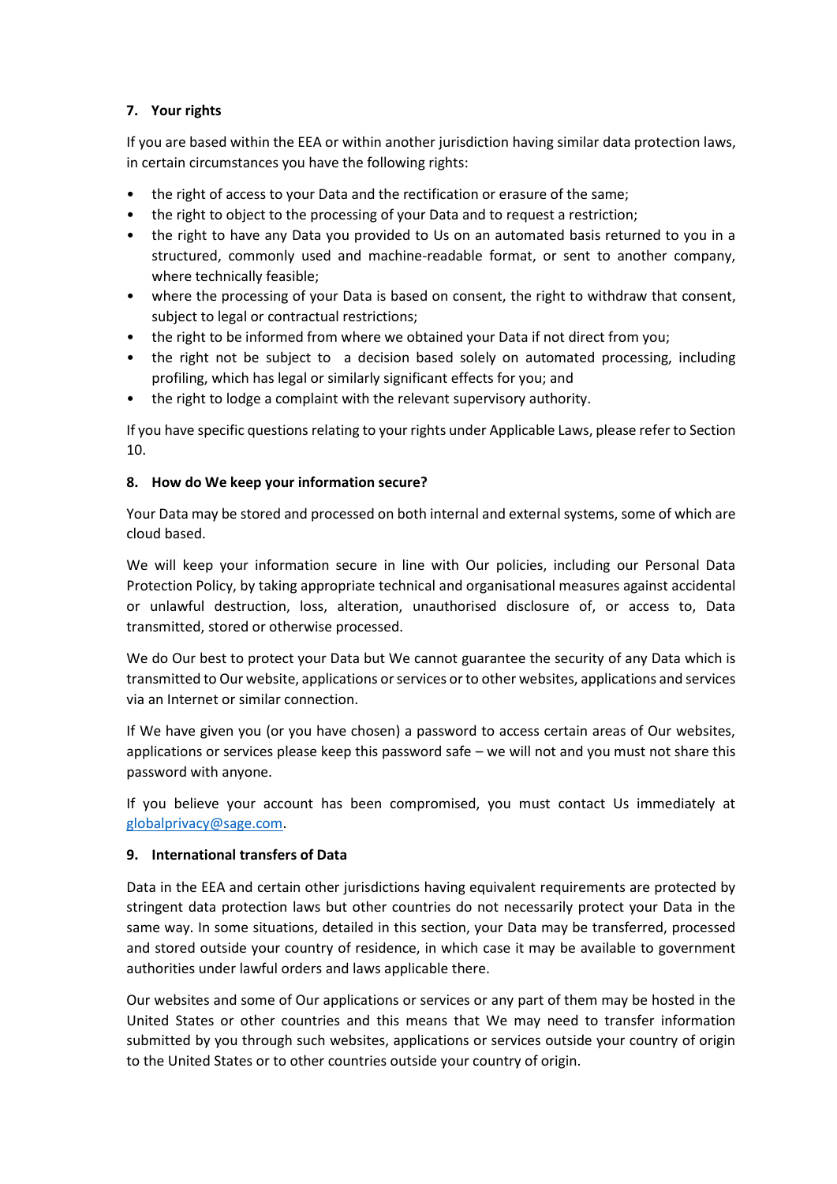## 7. Your rights

If you are based within the EEA or within another jurisdiction having similar data protection laws, in certain circumstances you have the following rights:

- the right of access to your Data and the rectification or erasure of the same;
- the right to object to the processing of your Data and to request a restriction;
- the right to have any Data you provided to Us on an automated basis returned to you in a structured, commonly used and machine-readable format, or sent to another company, where technically feasible;
- where the processing of your Data is based on consent, the right to withdraw that consent, subject to legal or contractual restrictions;
- the right to be informed from where we obtained your Data if not direct from you;
- the right not be subject to a decision based solely on automated processing, including profiling, which has legal or similarly significant effects for you; and
- the right to lodge a complaint with the relevant supervisory authority.

If you have specific questions relating to your rights under Applicable Laws, please refer to Section 10.

## 8. How do We keep your information secure?

Your Data may be stored and processed on both internal and external systems, some of which are cloud based.

We will keep your information secure in line with Our policies, including our Personal Data Protection Policy, by taking appropriate technical and organisational measures against accidental or unlawful destruction, loss, alteration, unauthorised disclosure of, or access to, Data transmitted, stored or otherwise processed.

We do Our best to protect your Data but We cannot guarantee the security of any Data which is transmitted to Our website, applications or services or to other websites, applications and services via an Internet or similar connection.

If We have given you (or you have chosen) a password to access certain areas of Our websites, applications or services please keep this password safe – we will not and you must not share this password with anyone.

If you believe your account has been compromised, you must contact Us immediately at globalprivacy@sage.com.

## 9. International transfers of Data

Data in the EEA and certain other jurisdictions having equivalent requirements are protected by stringent data protection laws but other countries do not necessarily protect your Data in the same way. In some situations, detailed in this section, your Data may be transferred, processed and stored outside your country of residence, in which case it may be available to government authorities under lawful orders and laws applicable there.

Our websites and some of Our applications or services or any part of them may be hosted in the United States or other countries and this means that We may need to transfer information submitted by you through such websites, applications or services outside your country of origin to the United States or to other countries outside your country of origin.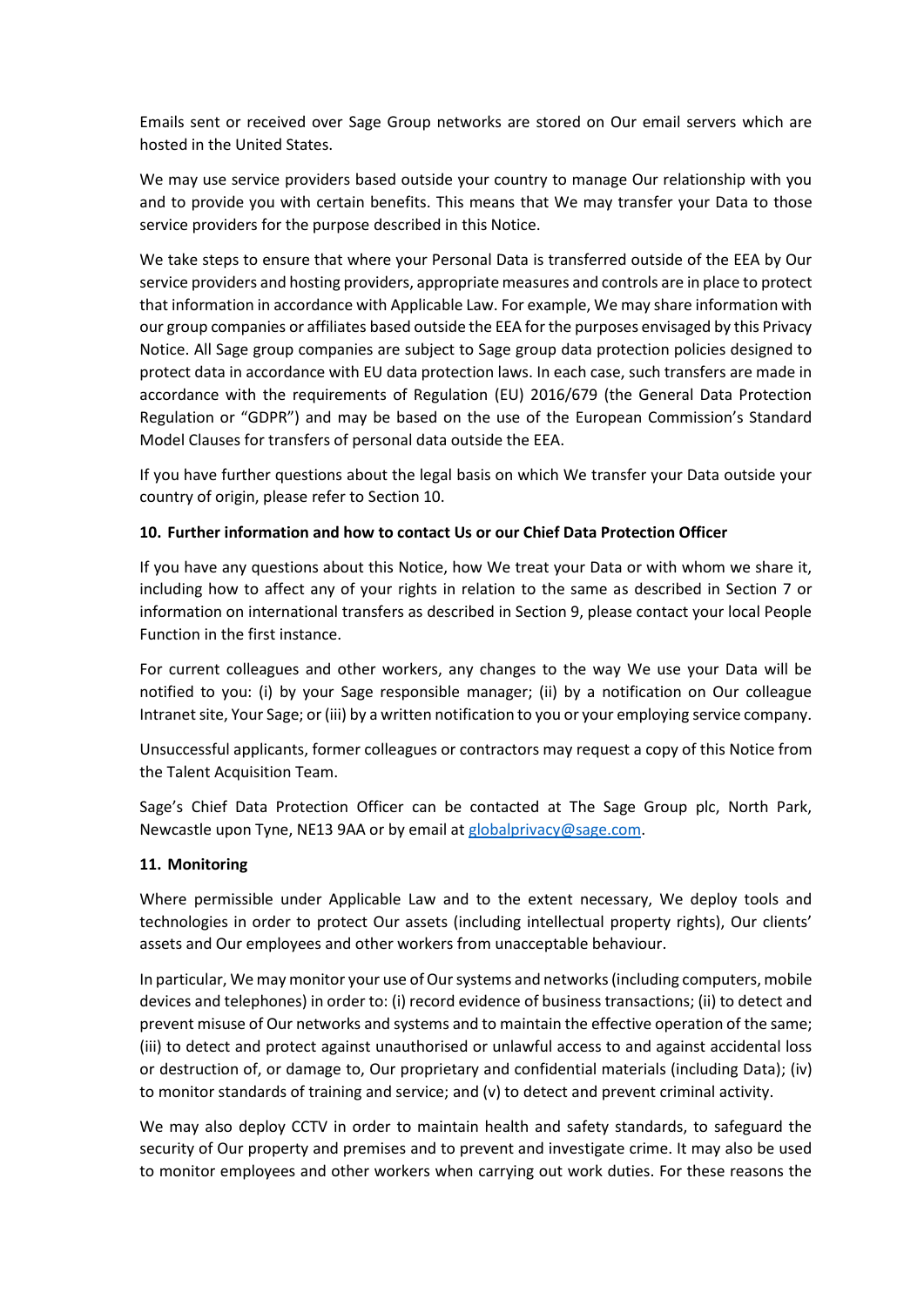Emails sent or received over Sage Group networks are stored on Our email servers which are hosted in the United States.

We may use service providers based outside your country to manage Our relationship with you and to provide you with certain benefits. This means that We may transfer your Data to those service providers for the purpose described in this Notice.

We take steps to ensure that where your Personal Data is transferred outside of the EEA by Our service providers and hosting providers, appropriate measures and controls are in place to protect that information in accordance with Applicable Law. For example, We may share information with our group companies or affiliates based outside the EEA for the purposes envisaged by this Privacy Notice. All Sage group companies are subject to Sage group data protection policies designed to protect data in accordance with EU data protection laws. In each case, such transfers are made in accordance with the requirements of Regulation (EU) 2016/679 (the General Data Protection Regulation or "GDPR") and may be based on the use of the European Commission's Standard Model Clauses for transfers of personal data outside the EEA.

If you have further questions about the legal basis on which We transfer your Data outside your country of origin, please refer to Section 10.

### 10. Further information and how to contact Us or our Chief Data Protection Officer

If you have any questions about this Notice, how We treat your Data or with whom we share it, including how to affect any of your rights in relation to the same as described in Section 7 or information on international transfers as described in Section 9, please contact your local People Function in the first instance.

For current colleagues and other workers, any changes to the way We use your Data will be notified to you: (i) by your Sage responsible manager; (ii) by a notification on Our colleague Intranet site, Your Sage; or (iii) by a written notification to you or your employing service company.

Unsuccessful applicants, former colleagues or contractors may request a copy of this Notice from the Talent Acquisition Team.

Sage's Chief Data Protection Officer can be contacted at The Sage Group plc, North Park, Newcastle upon Tyne, NE13 9AA or by email at globalprivacy@sage.com.

### 11. Monitoring

Where permissible under Applicable Law and to the extent necessary, We deploy tools and technologies in order to protect Our assets (including intellectual property rights), Our clients' assets and Our employees and other workers from unacceptable behaviour.

In particular, We may monitor your use of Our systems and networks (including computers, mobile devices and telephones) in order to: (i) record evidence of business transactions; (ii) to detect and prevent misuse of Our networks and systems and to maintain the effective operation of the same; (iii) to detect and protect against unauthorised or unlawful access to and against accidental loss or destruction of, or damage to, Our proprietary and confidential materials (including Data); (iv) to monitor standards of training and service; and (v) to detect and prevent criminal activity.

We may also deploy CCTV in order to maintain health and safety standards, to safeguard the security of Our property and premises and to prevent and investigate crime. It may also be used to monitor employees and other workers when carrying out work duties. For these reasons the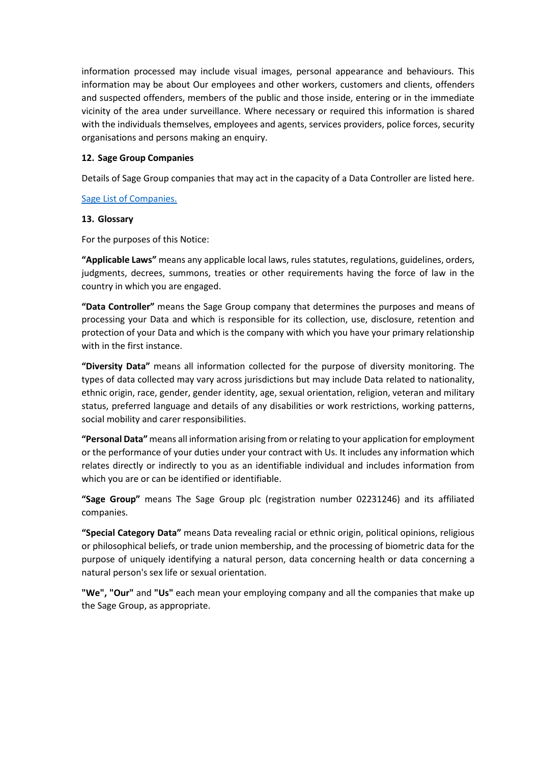information processed may include visual images, personal appearance and behaviours. This information may be about Our employees and other workers, customers and clients, offenders and suspected offenders, members of the public and those inside, entering or in the immediate vicinity of the area under surveillance. Where necessary or required this information is shared with the individuals themselves, employees and agents, services providers, police forces, security organisations and persons making an enquiry.

## 12. Sage Group Companies

Details of Sage Group companies that may act in the capacity of a Data Controller are listed here.

Sage List of Companies.

## 13. Glossary

For the purposes of this Notice:

**"Applicable Laws"** means any applicable local laws, rules statutes, regulations, guidelines, orders, judgments, decrees, summons, treaties or other requirements having the force of law in the country in which you are engaged.

**"Data Controller"** means the Sage Group company that determines the purposes and means of processing your Data and which is responsible for its collection, use, disclosure, retention and protection of your Data and which is the company with which you have your primary relationship with in the first instance.

**"Diversity Data"** means all information collected for the purpose of diversity monitoring. The types of data collected may vary across jurisdictions but may include Data related to nationality, ethnic origin, race, gender, gender identity, age, sexual orientation, religion, veteran and military status, preferred language and details of any disabilities or work restrictions, working patterns, social mobility and carer responsibilities.

**"Personal Data"** means all information arising from or relating to your application for employment or the performance of your duties under your contract with Us. It includes any information which relates directly or indirectly to you as an identifiable individual and includes information from which you are or can be identified or identifiable.

**"Sage Group"** means The Sage Group plc (registration number 02231246) and its affiliated companies.

**"Special Category Data"** means Data revealing racial or ethnic origin, political opinions, religious or philosophical beliefs, or trade union membership, and the processing of biometric data for the purpose of uniquely identifying a natural person, data concerning health or data concerning a natural person's sex life or sexual orientation.

**"We", "Our"** and **"Us"** each mean your employing company and all the companies that make up the Sage Group, as appropriate.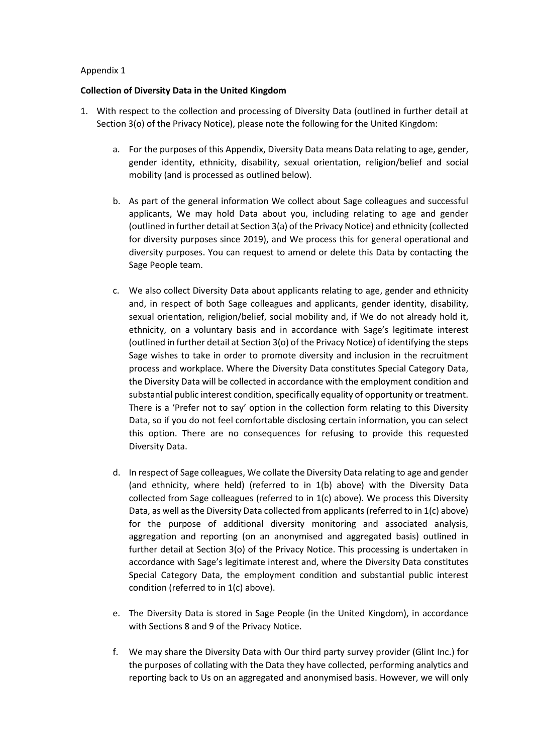Appendix 1

**Collection of Diversity Data in the United Kingdom**

1. With respect to the collection and processing of Diversity Data (outlined in further detail at Section 3(o) of the Privacy Notice), please note the following for the United Kingdom:

    a. For the purposes of this Appendix, Diversity Data means Data relating to age, gender, gender identity, ethnicity, disability, sexual orientation, religion/belief and social mobility (and is processed as outlined below).

    b. As part of the general information We collect about Sage colleagues and successful applicants, We may hold Data about you, including relating to age and gender (outlined in further detail at Section 3(a) of the Privacy Notice) and ethnicity (collected for diversity purposes since 2019), and We process this for general operational and diversity purposes. You can request to amend or delete this Data by contacting the Sage People team.

    c. We also collect Diversity Data about applicants relating to age, gender and ethnicity and, in respect of both Sage colleagues and applicants, gender identity, disability, sexual orientation, religion/belief, social mobility and, if We do not already hold it, ethnicity, on a voluntary basis and in accordance with Sage's legitimate interest (outlined in further detail at Section 3(o) of the Privacy Notice) of identifying the steps Sage wishes to take in order to promote diversity and inclusion in the recruitment process and workplace. Where the Diversity Data constitutes Special Category Data, the Diversity Data will be collected in accordance with the employment condition and substantial public interest condition, specifically equality of opportunity or treatment. There is a 'Prefer not to say' option in the collection form relating to this Diversity Data, so if you do not feel comfortable disclosing certain information, you can select this option. There are no consequences for refusing to provide this requested Diversity Data.

    d. In respect of Sage colleagues, We collate the Diversity Data relating to age and gender (and ethnicity, where held) (referred to in 1(b) above) with the Diversity Data collected from Sage colleagues (referred to in 1(c) above). We process this Diversity Data, as well as the Diversity Data collected from applicants (referred to in 1(c) above) for the purpose of additional diversity monitoring and associated analysis, aggregation and reporting (on an anonymised and aggregated basis) outlined in further detail at Section 3(o) of the Privacy Notice. This processing is undertaken in accordance with Sage's legitimate interest and, where the Diversity Data constitutes Special Category Data, the employment condition and substantial public interest condition (referred to in 1(c) above).

    e. The Diversity Data is stored in Sage People (in the United Kingdom), in accordance with Sections 8 and 9 of the Privacy Notice.

    f. We may share the Diversity Data with Our third party survey provider (Glint Inc.) for the purposes of collating with the Data they have collected, performing analytics and reporting back to Us on an aggregated and anonymised basis. However, we will only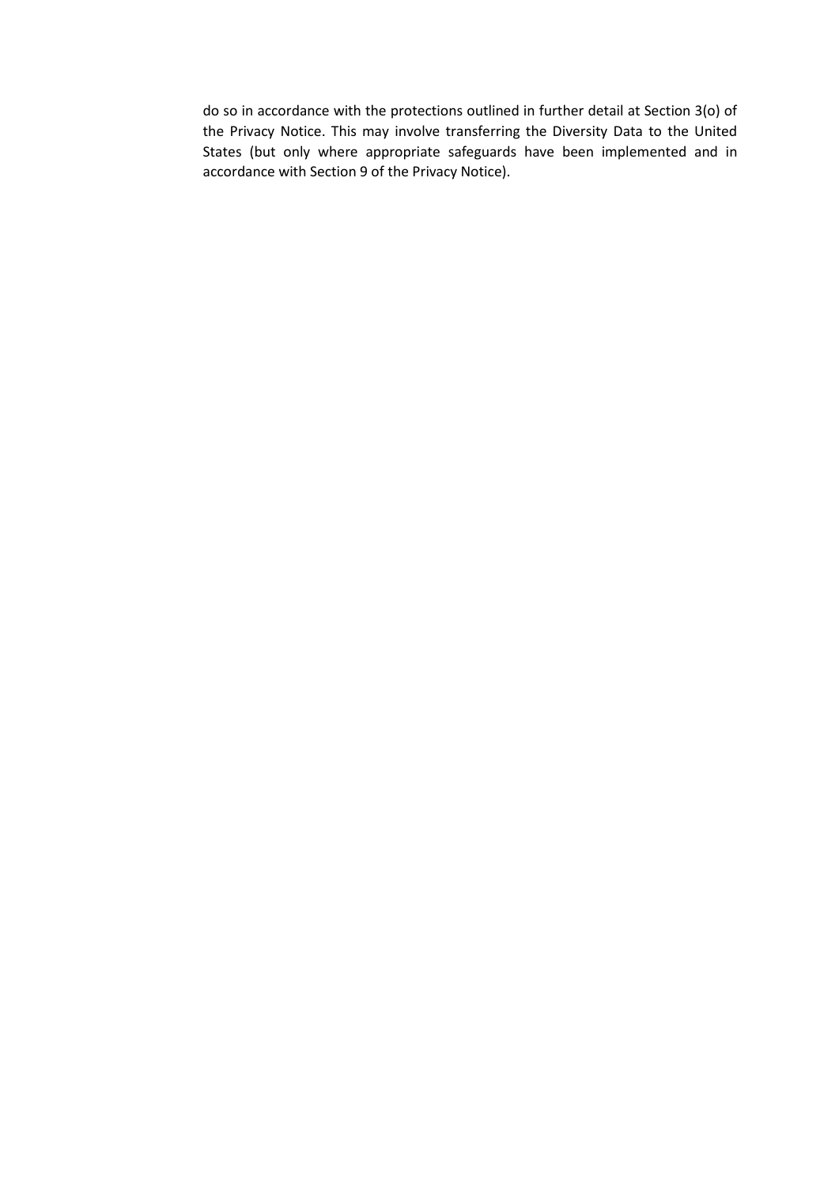do so in accordance with the protections outlined in further detail at Section 3(o) of the Privacy Notice. This may involve transferring the Diversity Data to the United States (but only where appropriate safeguards have been implemented and in accordance with Section 9 of the Privacy Notice).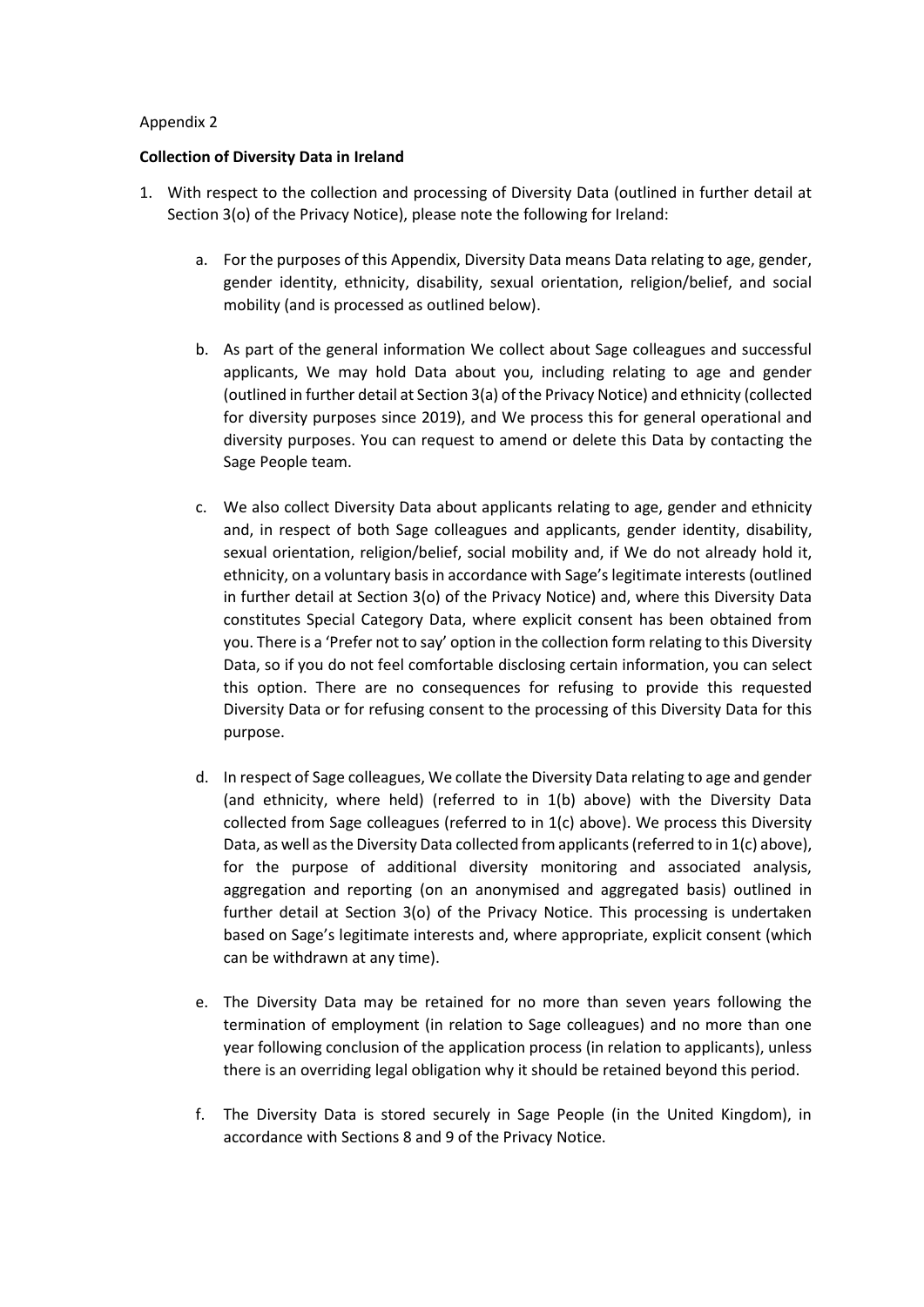Appendix 2

**Collection of Diversity Data in Ireland**

1. With respect to the collection and processing of Diversity Data (outlined in further detail at Section 3(o) of the Privacy Notice), please note the following for Ireland:

    a. For the purposes of this Appendix, Diversity Data means Data relating to age, gender, gender identity, ethnicity, disability, sexual orientation, religion/belief, and social mobility (and is processed as outlined below).

    b. As part of the general information We collect about Sage colleagues and successful applicants, We may hold Data about you, including relating to age and gender (outlined in further detail at Section 3(a) of the Privacy Notice) and ethnicity (collected for diversity purposes since 2019), and We process this for general operational and diversity purposes. You can request to amend or delete this Data by contacting the Sage People team.

    c. We also collect Diversity Data about applicants relating to age, gender and ethnicity and, in respect of both Sage colleagues and applicants, gender identity, disability, sexual orientation, religion/belief, social mobility and, if We do not already hold it, ethnicity, on a voluntary basis in accordance with Sage's legitimate interests (outlined in further detail at Section 3(o) of the Privacy Notice) and, where this Diversity Data constitutes Special Category Data, where explicit consent has been obtained from you. There is a 'Prefer not to say' option in the collection form relating to this Diversity Data, so if you do not feel comfortable disclosing certain information, you can select this option. There are no consequences for refusing to provide this requested Diversity Data or for refusing consent to the processing of this Diversity Data for this purpose.

    d. In respect of Sage colleagues, We collate the Diversity Data relating to age and gender (and ethnicity, where held) (referred to in 1(b) above) with the Diversity Data collected from Sage colleagues (referred to in 1(c) above). We process this Diversity Data, as well as the Diversity Data collected from applicants (referred to in 1(c) above), for the purpose of additional diversity monitoring and associated analysis, aggregation and reporting (on an anonymised and aggregated basis) outlined in further detail at Section 3(o) of the Privacy Notice. This processing is undertaken based on Sage's legitimate interests and, where appropriate, explicit consent (which can be withdrawn at any time).

    e. The Diversity Data may be retained for no more than seven years following the termination of employment (in relation to Sage colleagues) and no more than one year following conclusion of the application process (in relation to applicants), unless there is an overriding legal obligation why it should be retained beyond this period.

    f. The Diversity Data is stored securely in Sage People (in the United Kingdom), in accordance with Sections 8 and 9 of the Privacy Notice.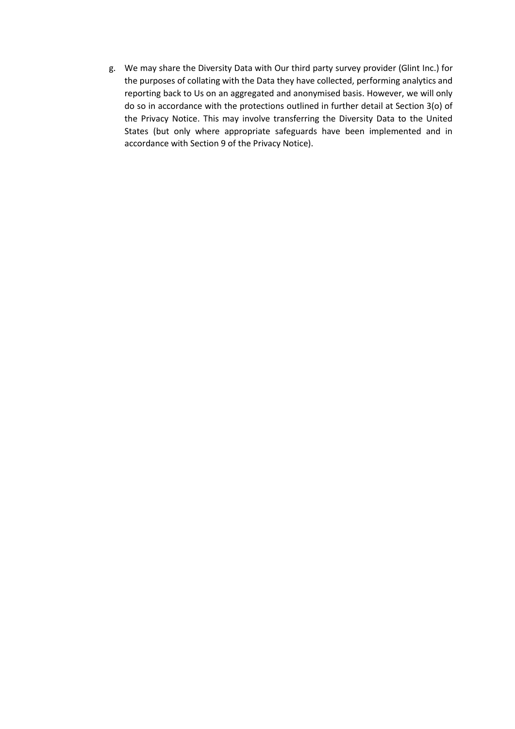g. We may share the Diversity Data with Our third party survey provider (Glint Inc.) for the purposes of collating with the Data they have collected, performing analytics and reporting back to Us on an aggregated and anonymised basis. However, we will only do so in accordance with the protections outlined in further detail at Section 3(o) of the Privacy Notice. This may involve transferring the Diversity Data to the United States (but only where appropriate safeguards have been implemented and in accordance with Section 9 of the Privacy Notice).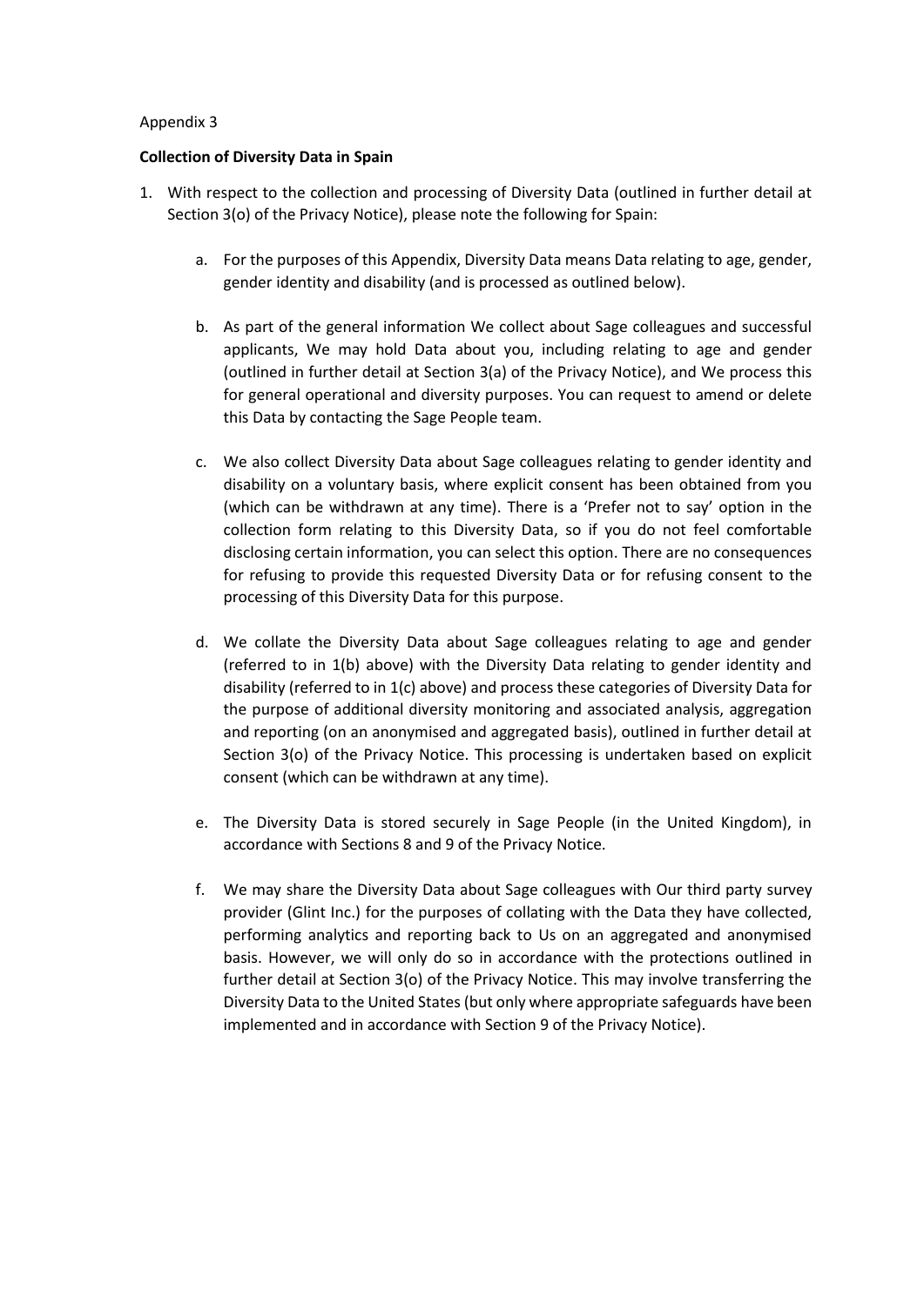Appendix 3

**Collection of Diversity Data in Spain**

1. With respect to the collection and processing of Diversity Data (outlined in further detail at Section 3(o) of the Privacy Notice), please note the following for Spain:

    a. For the purposes of this Appendix, Diversity Data means Data relating to age, gender, gender identity and disability (and is processed as outlined below).

    b. As part of the general information We collect about Sage colleagues and successful applicants, We may hold Data about you, including relating to age and gender (outlined in further detail at Section 3(a) of the Privacy Notice), and We process this for general operational and diversity purposes. You can request to amend or delete this Data by contacting the Sage People team.

    c. We also collect Diversity Data about Sage colleagues relating to gender identity and disability on a voluntary basis, where explicit consent has been obtained from you (which can be withdrawn at any time). There is a 'Prefer not to say' option in the collection form relating to this Diversity Data, so if you do not feel comfortable disclosing certain information, you can select this option. There are no consequences for refusing to provide this requested Diversity Data or for refusing consent to the processing of this Diversity Data for this purpose.

    d. We collate the Diversity Data about Sage colleagues relating to age and gender (referred to in 1(b) above) with the Diversity Data relating to gender identity and disability (referred to in 1(c) above) and process these categories of Diversity Data for the purpose of additional diversity monitoring and associated analysis, aggregation and reporting (on an anonymised and aggregated basis), outlined in further detail at Section 3(o) of the Privacy Notice. This processing is undertaken based on explicit consent (which can be withdrawn at any time).

    e. The Diversity Data is stored securely in Sage People (in the United Kingdom), in accordance with Sections 8 and 9 of the Privacy Notice.

    f. We may share the Diversity Data about Sage colleagues with Our third party survey provider (Glint Inc.) for the purposes of collating with the Data they have collected, performing analytics and reporting back to Us on an aggregated and anonymised basis. However, we will only do so in accordance with the protections outlined in further detail at Section 3(o) of the Privacy Notice. This may involve transferring the Diversity Data to the United States (but only where appropriate safeguards have been implemented and in accordance with Section 9 of the Privacy Notice).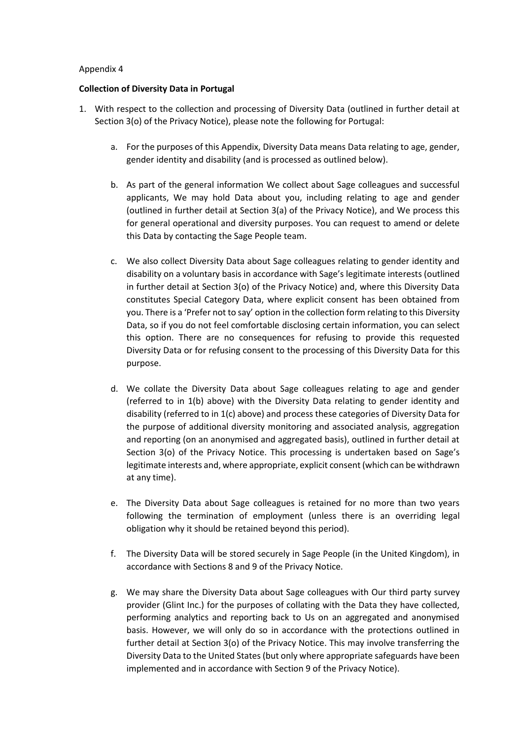Appendix 4

**Collection of Diversity Data in Portugal**

1. With respect to the collection and processing of Diversity Data (outlined in further detail at Section 3(o) of the Privacy Notice), please note the following for Portugal:

    a. For the purposes of this Appendix, Diversity Data means Data relating to age, gender, gender identity and disability (and is processed as outlined below).

    b. As part of the general information We collect about Sage colleagues and successful applicants, We may hold Data about you, including relating to age and gender (outlined in further detail at Section 3(a) of the Privacy Notice), and We process this for general operational and diversity purposes. You can request to amend or delete this Data by contacting the Sage People team.

    c. We also collect Diversity Data about Sage colleagues relating to gender identity and disability on a voluntary basis in accordance with Sage's legitimate interests (outlined in further detail at Section 3(o) of the Privacy Notice) and, where this Diversity Data constitutes Special Category Data, where explicit consent has been obtained from you. There is a 'Prefer not to say' option in the collection form relating to this Diversity Data, so if you do not feel comfortable disclosing certain information, you can select this option. There are no consequences for refusing to provide this requested Diversity Data or for refusing consent to the processing of this Diversity Data for this purpose.

    d. We collate the Diversity Data about Sage colleagues relating to age and gender (referred to in 1(b) above) with the Diversity Data relating to gender identity and disability (referred to in 1(c) above) and process these categories of Diversity Data for the purpose of additional diversity monitoring and associated analysis, aggregation and reporting (on an anonymised and aggregated basis), outlined in further detail at Section 3(o) of the Privacy Notice. This processing is undertaken based on Sage's legitimate interests and, where appropriate, explicit consent (which can be withdrawn at any time).

    e. The Diversity Data about Sage colleagues is retained for no more than two years following the termination of employment (unless there is an overriding legal obligation why it should be retained beyond this period).

    f. The Diversity Data will be stored securely in Sage People (in the United Kingdom), in accordance with Sections 8 and 9 of the Privacy Notice.

    g. We may share the Diversity Data about Sage colleagues with Our third party survey provider (Glint Inc.) for the purposes of collating with the Data they have collected, performing analytics and reporting back to Us on an aggregated and anonymised basis. However, we will only do so in accordance with the protections outlined in further detail at Section 3(o) of the Privacy Notice. This may involve transferring the Diversity Data to the United States (but only where appropriate safeguards have been implemented and in accordance with Section 9 of the Privacy Notice).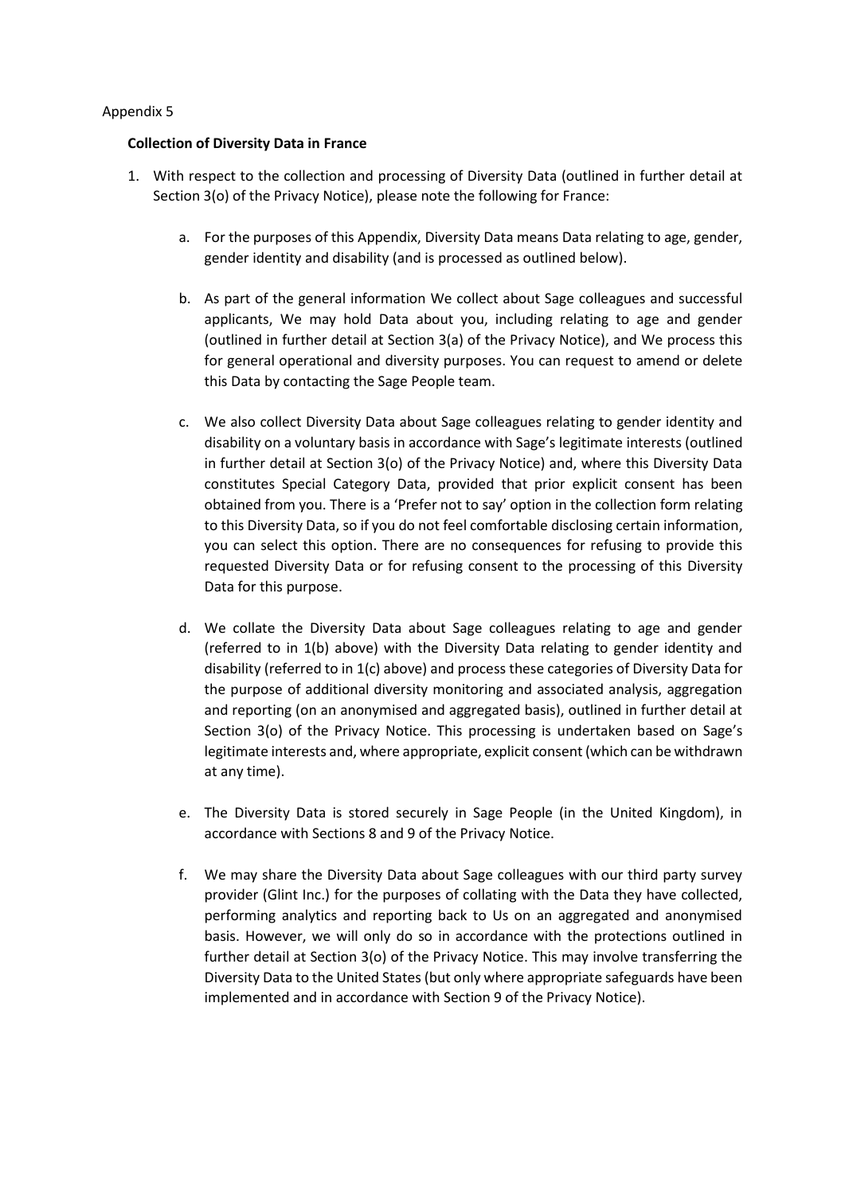Appendix 5

**Collection of Diversity Data in France**

1. With respect to the collection and processing of Diversity Data (outlined in further detail at Section 3(o) of the Privacy Notice), please note the following for France:

    a. For the purposes of this Appendix, Diversity Data means Data relating to age, gender, gender identity and disability (and is processed as outlined below).

    b. As part of the general information We collect about Sage colleagues and successful applicants, We may hold Data about you, including relating to age and gender (outlined in further detail at Section 3(a) of the Privacy Notice), and We process this for general operational and diversity purposes. You can request to amend or delete this Data by contacting the Sage People team.

    c. We also collect Diversity Data about Sage colleagues relating to gender identity and disability on a voluntary basis in accordance with Sage's legitimate interests (outlined in further detail at Section 3(o) of the Privacy Notice) and, where this Diversity Data constitutes Special Category Data, provided that prior explicit consent has been obtained from you. There is a 'Prefer not to say' option in the collection form relating to this Diversity Data, so if you do not feel comfortable disclosing certain information, you can select this option. There are no consequences for refusing to provide this requested Diversity Data or for refusing consent to the processing of this Diversity Data for this purpose.

    d. We collate the Diversity Data about Sage colleagues relating to age and gender (referred to in 1(b) above) with the Diversity Data relating to gender identity and disability (referred to in 1(c) above) and process these categories of Diversity Data for the purpose of additional diversity monitoring and associated analysis, aggregation and reporting (on an anonymised and aggregated basis), outlined in further detail at Section 3(o) of the Privacy Notice. This processing is undertaken based on Sage's legitimate interests and, where appropriate, explicit consent (which can be withdrawn at any time).

    e. The Diversity Data is stored securely in Sage People (in the United Kingdom), in accordance with Sections 8 and 9 of the Privacy Notice.

    f. We may share the Diversity Data about Sage colleagues with our third party survey provider (Glint Inc.) for the purposes of collating with the Data they have collected, performing analytics and reporting back to Us on an aggregated and anonymised basis. However, we will only do so in accordance with the protections outlined in further detail at Section 3(o) of the Privacy Notice. This may involve transferring the Diversity Data to the United States (but only where appropriate safeguards have been implemented and in accordance with Section 9 of the Privacy Notice).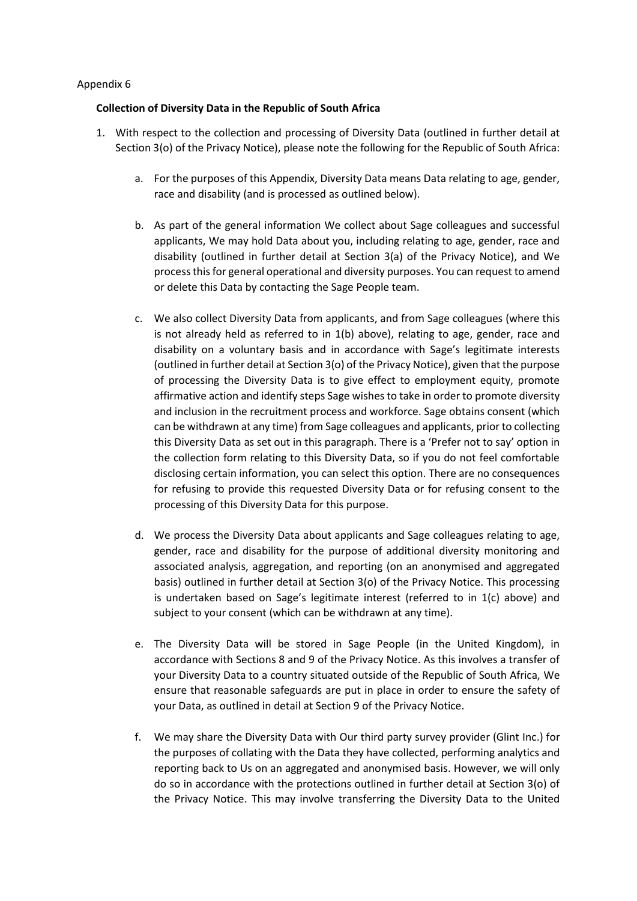Appendix 6

**Collection of Diversity Data in the Republic of South Africa**

1. With respect to the collection and processing of Diversity Data (outlined in further detail at Section 3(o) of the Privacy Notice), please note the following for the Republic of South Africa:

    a. For the purposes of this Appendix, Diversity Data means Data relating to age, gender, race and disability (and is processed as outlined below).

    b. As part of the general information We collect about Sage colleagues and successful applicants, We may hold Data about you, including relating to age, gender, race and disability (outlined in further detail at Section 3(a) of the Privacy Notice), and We process this for general operational and diversity purposes. You can request to amend or delete this Data by contacting the Sage People team.

    c. We also collect Diversity Data from applicants, and from Sage colleagues (where this is not already held as referred to in 1(b) above), relating to age, gender, race and disability on a voluntary basis and in accordance with Sage's legitimate interests (outlined in further detail at Section 3(o) of the Privacy Notice), given that the purpose of processing the Diversity Data is to give effect to employment equity, promote affirmative action and identify steps Sage wishes to take in order to promote diversity and inclusion in the recruitment process and workforce. Sage obtains consent (which can be withdrawn at any time) from Sage colleagues and applicants, prior to collecting this Diversity Data as set out in this paragraph. There is a 'Prefer not to say' option in the collection form relating to this Diversity Data, so if you do not feel comfortable disclosing certain information, you can select this option. There are no consequences for refusing to provide this requested Diversity Data or for refusing consent to the processing of this Diversity Data for this purpose.

    d. We process the Diversity Data about applicants and Sage colleagues relating to age, gender, race and disability for the purpose of additional diversity monitoring and associated analysis, aggregation, and reporting (on an anonymised and aggregated basis) outlined in further detail at Section 3(o) of the Privacy Notice. This processing is undertaken based on Sage's legitimate interest (referred to in 1(c) above) and subject to your consent (which can be withdrawn at any time).

    e. The Diversity Data will be stored in Sage People (in the United Kingdom), in accordance with Sections 8 and 9 of the Privacy Notice. As this involves a transfer of your Diversity Data to a country situated outside of the Republic of South Africa, We ensure that reasonable safeguards are put in place in order to ensure the safety of your Data, as outlined in detail at Section 9 of the Privacy Notice.

    f. We may share the Diversity Data with Our third party survey provider (Glint Inc.) for the purposes of collating with the Data they have collected, performing analytics and reporting back to Us on an aggregated and anonymised basis. However, we will only do so in accordance with the protections outlined in further detail at Section 3(o) of the Privacy Notice. This may involve transferring the Diversity Data to the United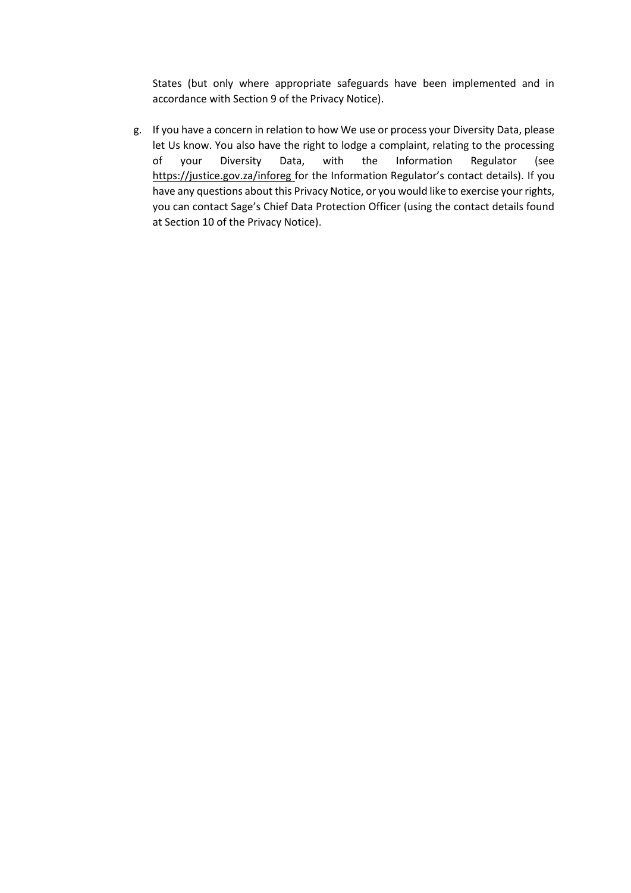States (but only where appropriate safeguards have been implemented and in accordance with Section 9 of the Privacy Notice).

g. If you have a concern in relation to how We use or process your Diversity Data, please let Us know. You also have the right to lodge a complaint, relating to the processing of your Diversity Data, with the Information Regulator (see https://justice.gov.za/inforeg for the Information Regulator's contact details). If you have any questions about this Privacy Notice, or you would like to exercise your rights, you can contact Sage's Chief Data Protection Officer (using the contact details found at Section 10 of the Privacy Notice).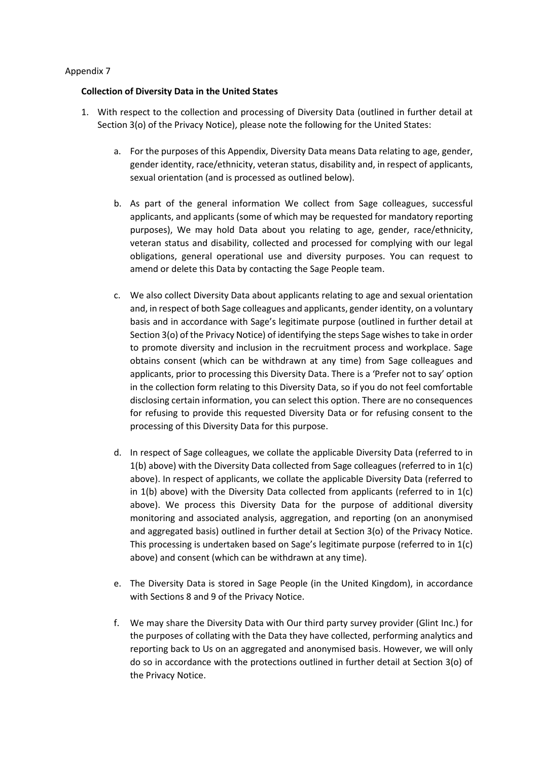Appendix 7

**Collection of Diversity Data in the United States**

1. With respect to the collection and processing of Diversity Data (outlined in further detail at Section 3(o) of the Privacy Notice), please note the following for the United States:

   a. For the purposes of this Appendix, Diversity Data means Data relating to age, gender, gender identity, race/ethnicity, veteran status, disability and, in respect of applicants, sexual orientation (and is processed as outlined below).

   b. As part of the general information We collect from Sage colleagues, successful applicants, and applicants (some of which may be requested for mandatory reporting purposes), We may hold Data about you relating to age, gender, race/ethnicity, veteran status and disability, collected and processed for complying with our legal obligations, general operational use and diversity purposes. You can request to amend or delete this Data by contacting the Sage People team.

   c. We also collect Diversity Data about applicants relating to age and sexual orientation and, in respect of both Sage colleagues and applicants, gender identity, on a voluntary basis and in accordance with Sage's legitimate purpose (outlined in further detail at Section 3(o) of the Privacy Notice) of identifying the steps Sage wishes to take in order to promote diversity and inclusion in the recruitment process and workplace. Sage obtains consent (which can be withdrawn at any time) from Sage colleagues and applicants, prior to processing this Diversity Data. There is a 'Prefer not to say' option in the collection form relating to this Diversity Data, so if you do not feel comfortable disclosing certain information, you can select this option. There are no consequences for refusing to provide this requested Diversity Data or for refusing consent to the processing of this Diversity Data for this purpose.

   d. In respect of Sage colleagues, we collate the applicable Diversity Data (referred to in 1(b) above) with the Diversity Data collected from Sage colleagues (referred to in 1(c) above). In respect of applicants, we collate the applicable Diversity Data (referred to in 1(b) above) with the Diversity Data collected from applicants (referred to in 1(c) above). We process this Diversity Data for the purpose of additional diversity monitoring and associated analysis, aggregation, and reporting (on an anonymised and aggregated basis) outlined in further detail at Section 3(o) of the Privacy Notice. This processing is undertaken based on Sage's legitimate purpose (referred to in 1(c) above) and consent (which can be withdrawn at any time).

   e. The Diversity Data is stored in Sage People (in the United Kingdom), in accordance with Sections 8 and 9 of the Privacy Notice.

   f. We may share the Diversity Data with Our third party survey provider (Glint Inc.) for the purposes of collating with the Data they have collected, performing analytics and reporting back to Us on an aggregated and anonymised basis. However, we will only do so in accordance with the protections outlined in further detail at Section 3(o) of the Privacy Notice.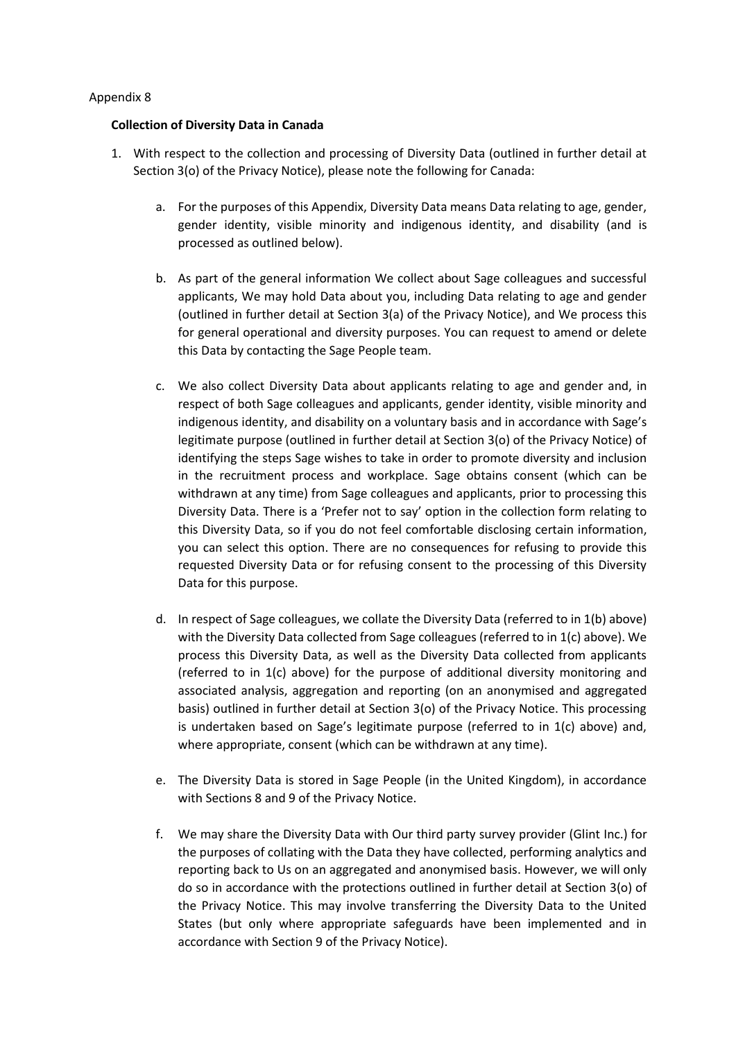Appendix 8

**Collection of Diversity Data in Canada**

1. With respect to the collection and processing of Diversity Data (outlined in further detail at Section 3(o) of the Privacy Notice), please note the following for Canada:

   a. For the purposes of this Appendix, Diversity Data means Data relating to age, gender, gender identity, visible minority and indigenous identity, and disability (and is processed as outlined below).

   b. As part of the general information We collect about Sage colleagues and successful applicants, We may hold Data about you, including Data relating to age and gender (outlined in further detail at Section 3(a) of the Privacy Notice), and We process this for general operational and diversity purposes. You can request to amend or delete this Data by contacting the Sage People team.

   c. We also collect Diversity Data about applicants relating to age and gender and, in respect of both Sage colleagues and applicants, gender identity, visible minority and indigenous identity, and disability on a voluntary basis and in accordance with Sage's legitimate purpose (outlined in further detail at Section 3(o) of the Privacy Notice) of identifying the steps Sage wishes to take in order to promote diversity and inclusion in the recruitment process and workplace. Sage obtains consent (which can be withdrawn at any time) from Sage colleagues and applicants, prior to processing this Diversity Data. There is a 'Prefer not to say' option in the collection form relating to this Diversity Data, so if you do not feel comfortable disclosing certain information, you can select this option. There are no consequences for refusing to provide this requested Diversity Data or for refusing consent to the processing of this Diversity Data for this purpose.

   d. In respect of Sage colleagues, we collate the Diversity Data (referred to in 1(b) above) with the Diversity Data collected from Sage colleagues (referred to in 1(c) above). We process this Diversity Data, as well as the Diversity Data collected from applicants (referred to in 1(c) above) for the purpose of additional diversity monitoring and associated analysis, aggregation and reporting (on an anonymised and aggregated basis) outlined in further detail at Section 3(o) of the Privacy Notice. This processing is undertaken based on Sage's legitimate purpose (referred to in 1(c) above) and, where appropriate, consent (which can be withdrawn at any time).

   e. The Diversity Data is stored in Sage People (in the United Kingdom), in accordance with Sections 8 and 9 of the Privacy Notice.

   f. We may share the Diversity Data with Our third party survey provider (Glint Inc.) for the purposes of collating with the Data they have collected, performing analytics and reporting back to Us on an aggregated and anonymised basis. However, we will only do so in accordance with the protections outlined in further detail at Section 3(o) of the Privacy Notice. This may involve transferring the Diversity Data to the United States (but only where appropriate safeguards have been implemented and in accordance with Section 9 of the Privacy Notice).